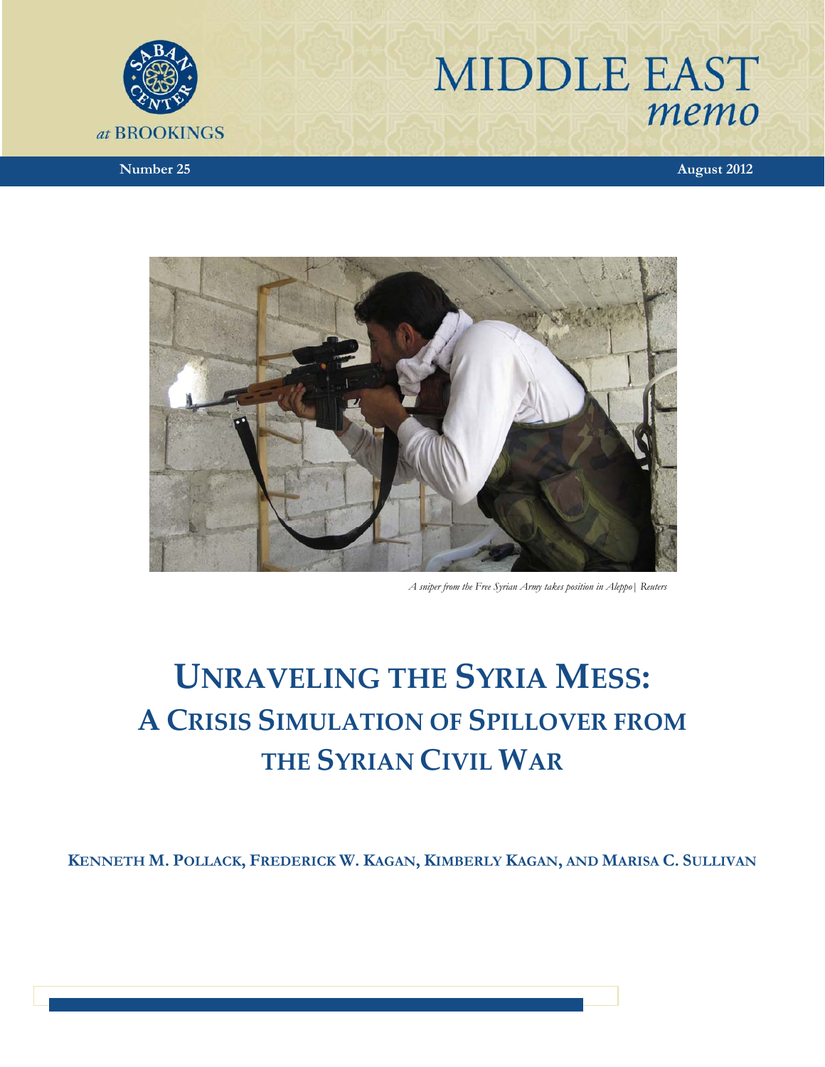at BROOKINGS

# MIDDLE EAST *memo*

**Number 25** **August 2012**

*A sniper from the Free Syrian Army takes position in Aleppo | Reuters*

# UNRAVELING THE SYRIA MESS: A CRISIS SIMULATION OF SPILLOVER FROM THE SYRIAN CIVIL WAR

**KENNETH M. POLLACK, FREDERICK W. KAGAN, KIMBERLY KAGAN, AND MARISA C. SULLIVAN**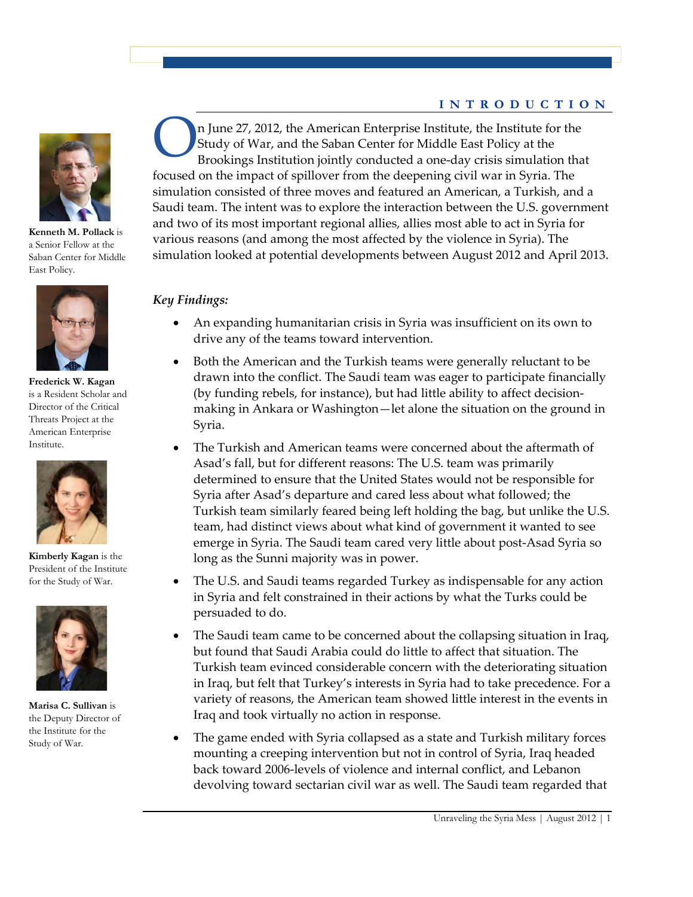## INTRODUCTION

Kenneth M. Pollack is a Senior Fellow at the Saban Center for Middle East Policy.

Frederick W. Kagan is a Resident Scholar and Director of the Critical Threats Project at the American Enterprise Institute.

Kimberly Kagan is the President of the Institute for the Study of War.

Marisa C. Sullivan is the Deputy Director of the Institute for the Study of War.

On June 27, 2012, the American Enterprise Institute, the Institute for the Study of War, and the Saban Center for Middle East Policy at the Brookings Institution jointly conducted a one-day crisis simulation that focused on the impact of spillover from the deepening civil war in Syria. The simulation consisted of three moves and featured an American, a Turkish, and a Saudi team. The intent was to explore the interaction between the U.S. government and two of its most important regional allies, allies most able to act in Syria for various reasons (and among the most affected by the violence in Syria). The simulation looked at potential developments between August 2012 and April 2013.

*Key Findings:*

- An expanding humanitarian crisis in Syria was insufficient on its own to drive any of the teams toward intervention.
- Both the American and the Turkish teams were generally reluctant to be drawn into the conflict. The Saudi team was eager to participate financially (by funding rebels, for instance), but had little ability to affect decision-making in Ankara or Washington—let alone the situation on the ground in Syria.
- The Turkish and American teams were concerned about the aftermath of Asad's fall, but for different reasons: The U.S. team was primarily determined to ensure that the United States would not be responsible for Syria after Asad's departure and cared less about what followed; the Turkish team similarly feared being left holding the bag, but unlike the U.S. team, had distinct views about what kind of government it wanted to see emerge in Syria. The Saudi team cared very little about post-Asad Syria so long as the Sunni majority was in power.
- The U.S. and Saudi teams regarded Turkey as indispensable for any action in Syria and felt constrained in their actions by what the Turks could be persuaded to do.
- The Saudi team came to be concerned about the collapsing situation in Iraq, but found that Saudi Arabia could do little to affect that situation. The Turkish team evinced considerable concern with the deteriorating situation in Iraq, but felt that Turkey's interests in Syria had to take precedence. For a variety of reasons, the American team showed little interest in the events in Iraq and took virtually no action in response.
- The game ended with Syria collapsed as a state and Turkish military forces mounting a creeping intervention but not in control of Syria, Iraq headed back toward 2006-levels of violence and internal conflict, and Lebanon devolving toward sectarian civil war as well. The Saudi team regarded that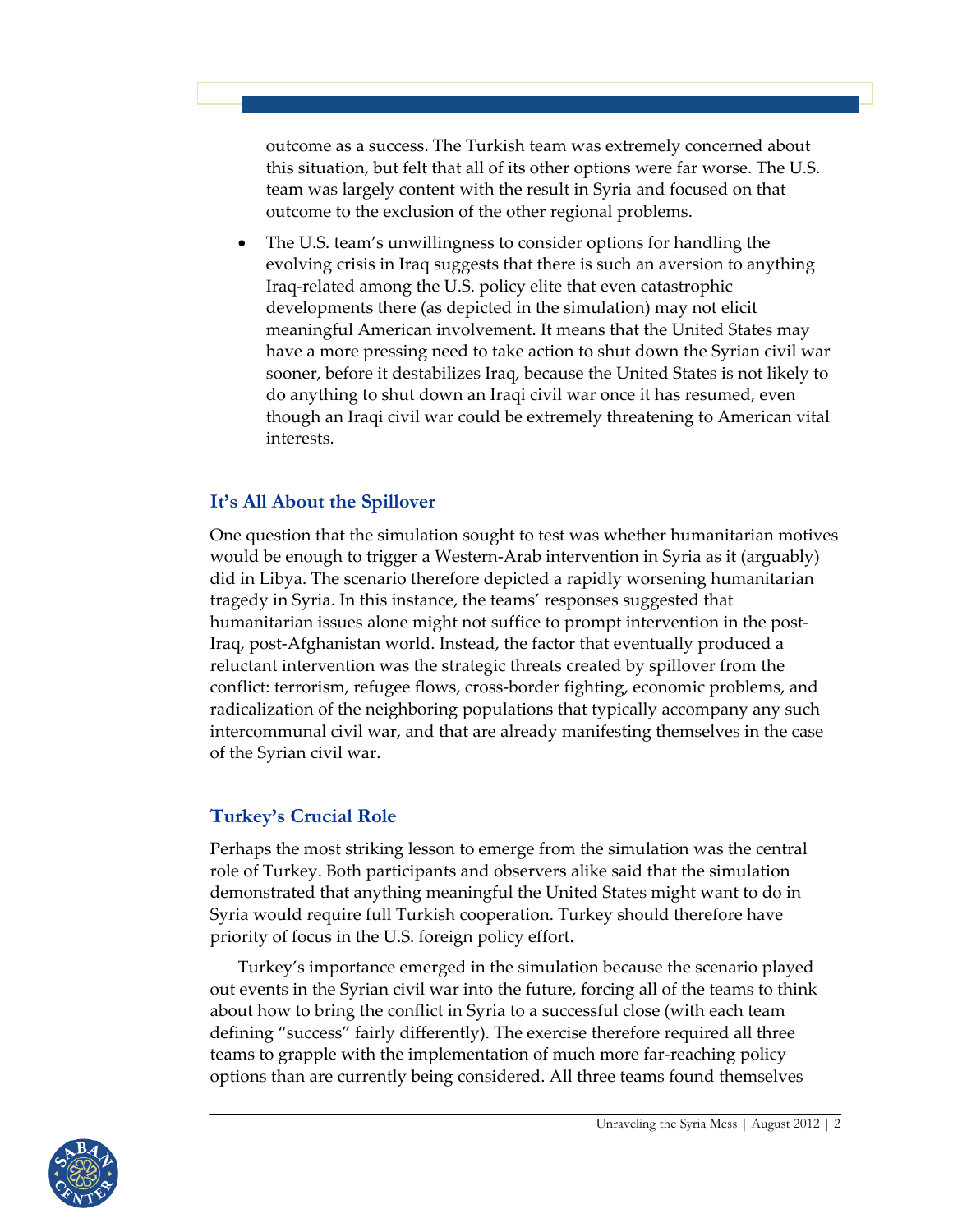outcome as a success. The Turkish team was extremely concerned about this situation, but felt that all of its other options were far worse. The U.S. team was largely content with the result in Syria and focused on that outcome to the exclusion of the other regional problems.

- The U.S. team's unwillingness to consider options for handling the evolving crisis in Iraq suggests that there is such an aversion to anything Iraq-related among the U.S. policy elite that even catastrophic developments there (as depicted in the simulation) may not elicit meaningful American involvement. It means that the United States may have a more pressing need to take action to shut down the Syrian civil war sooner, before it destabilizes Iraq, because the United States is not likely to do anything to shut down an Iraqi civil war once it has resumed, even though an Iraqi civil war could be extremely threatening to American vital interests.

## It's All About the Spillover

One question that the simulation sought to test was whether humanitarian motives would be enough to trigger a Western-Arab intervention in Syria as it (arguably) did in Libya. The scenario therefore depicted a rapidly worsening humanitarian tragedy in Syria. In this instance, the teams' responses suggested that humanitarian issues alone might not suffice to prompt intervention in the post-Iraq, post-Afghanistan world. Instead, the factor that eventually produced a reluctant intervention was the strategic threats created by spillover from the conflict: terrorism, refugee flows, cross-border fighting, economic problems, and radicalization of the neighboring populations that typically accompany any such intercommunal civil war, and that are already manifesting themselves in the case of the Syrian civil war.

## Turkey's Crucial Role

Perhaps the most striking lesson to emerge from the simulation was the central role of Turkey. Both participants and observers alike said that the simulation demonstrated that anything meaningful the United States might want to do in Syria would require full Turkish cooperation. Turkey should therefore have priority of focus in the U.S. foreign policy effort.

Turkey's importance emerged in the simulation because the scenario played out events in the Syrian civil war into the future, forcing all of the teams to think about how to bring the conflict in Syria to a successful close (with each team defining "success" fairly differently). The exercise therefore required all three teams to grapple with the implementation of much more far-reaching policy options than are currently being considered. All three teams found themselves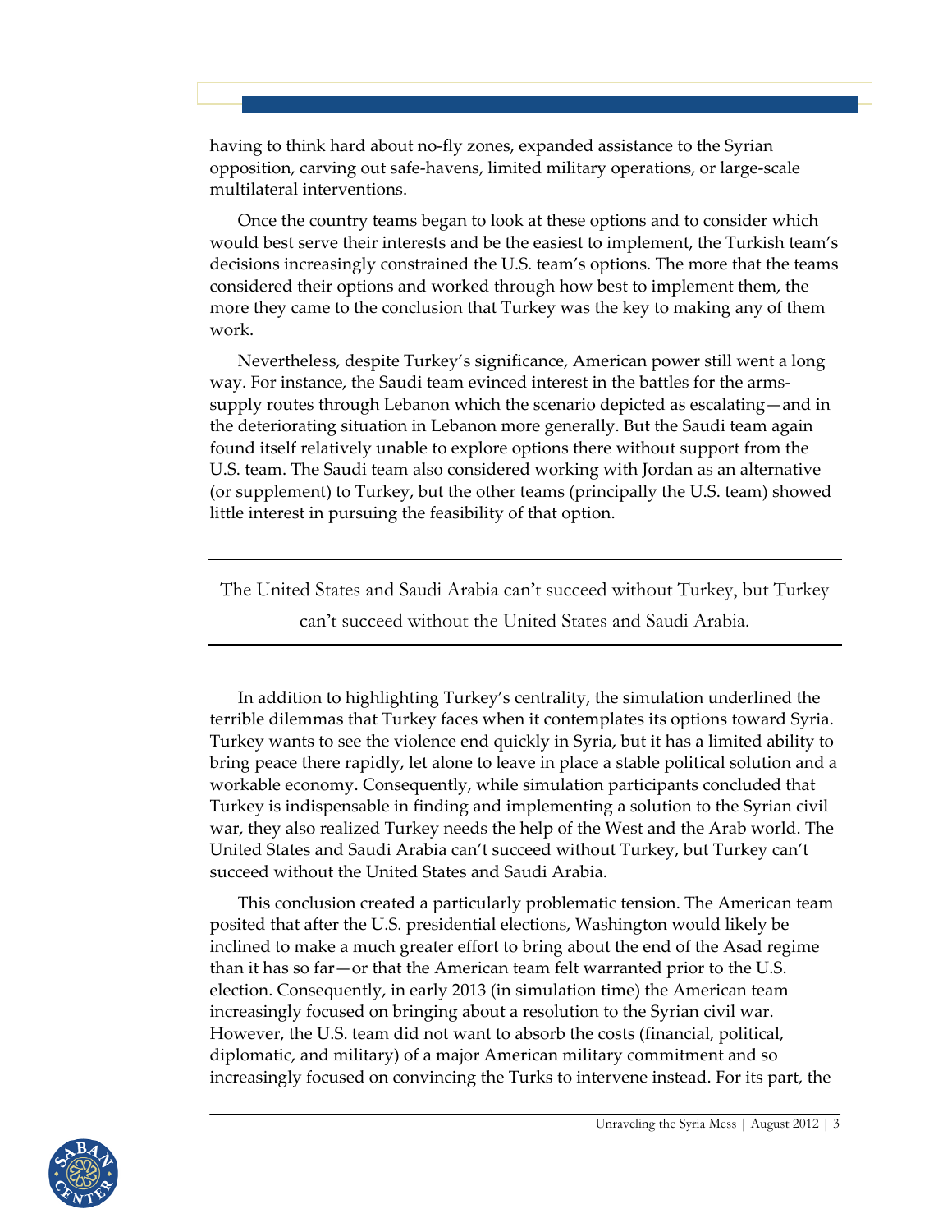having to think hard about no-fly zones, expanded assistance to the Syrian opposition, carving out safe-havens, limited military operations, or large-scale multilateral interventions.

Once the country teams began to look at these options and to consider which would best serve their interests and be the easiest to implement, the Turkish team's decisions increasingly constrained the U.S. team's options. The more that the teams considered their options and worked through how best to implement them, the more they came to the conclusion that Turkey was the key to making any of them work.

Nevertheless, despite Turkey's significance, American power still went a long way. For instance, the Saudi team evinced interest in the battles for the arms-supply routes through Lebanon which the scenario depicted as escalating—and in the deteriorating situation in Lebanon more generally. But the Saudi team again found itself relatively unable to explore options there without support from the U.S. team. The Saudi team also considered working with Jordan as an alternative (or supplement) to Turkey, but the other teams (principally the U.S. team) showed little interest in pursuing the feasibility of that option.

---

The United States and Saudi Arabia can't succeed without Turkey, but Turkey can't succeed without the United States and Saudi Arabia.

---

In addition to highlighting Turkey's centrality, the simulation underlined the terrible dilemmas that Turkey faces when it contemplates its options toward Syria. Turkey wants to see the violence end quickly in Syria, but it has a limited ability to bring peace there rapidly, let alone to leave in place a stable political solution and a workable economy. Consequently, while simulation participants concluded that Turkey is indispensable in finding and implementing a solution to the Syrian civil war, they also realized Turkey needs the help of the West and the Arab world. The United States and Saudi Arabia can't succeed without Turkey, but Turkey can't succeed without the United States and Saudi Arabia.

This conclusion created a particularly problematic tension. The American team posited that after the U.S. presidential elections, Washington would likely be inclined to make a much greater effort to bring about the end of the Asad regime than it has so far—or that the American team felt warranted prior to the U.S. election. Consequently, in early 2013 (in simulation time) the American team increasingly focused on bringing about a resolution to the Syrian civil war. However, the U.S. team did not want to absorb the costs (financial, political, diplomatic, and military) of a major American military commitment and so increasingly focused on convincing the Turks to intervene instead. For its part, the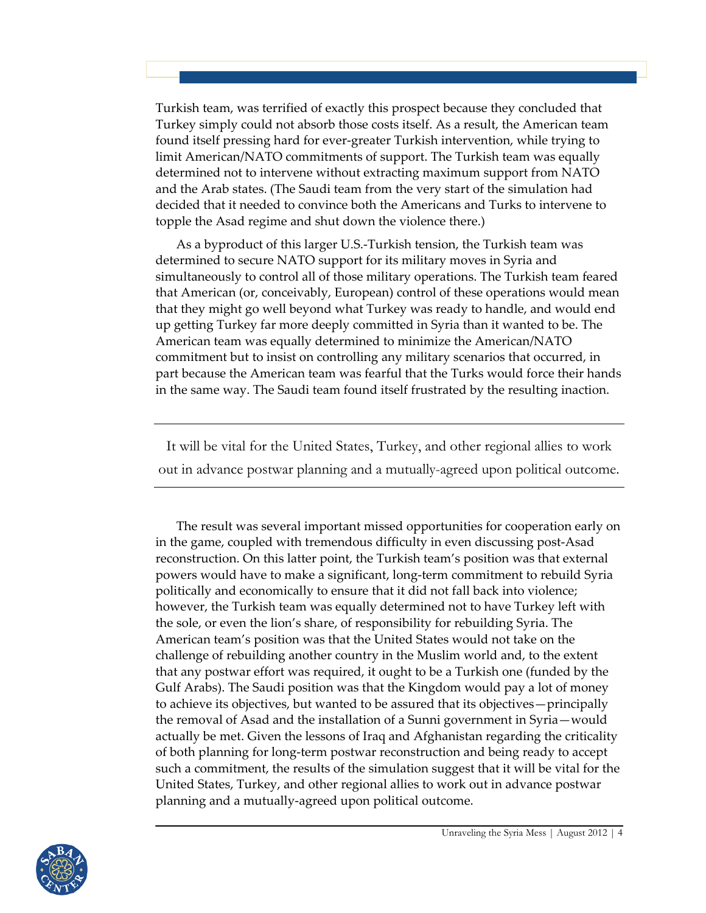Turkish team, was terrified of exactly this prospect because they concluded that Turkey simply could not absorb those costs itself. As a result, the American team found itself pressing hard for ever-greater Turkish intervention, while trying to limit American/NATO commitments of support. The Turkish team was equally determined not to intervene without extracting maximum support from NATO and the Arab states. (The Saudi team from the very start of the simulation had decided that it needed to convince both the Americans and Turks to intervene to topple the Asad regime and shut down the violence there.)

As a byproduct of this larger U.S.-Turkish tension, the Turkish team was determined to secure NATO support for its military moves in Syria and simultaneously to control all of those military operations. The Turkish team feared that American (or, conceivably, European) control of these operations would mean that they might go well beyond what Turkey was ready to handle, and would end up getting Turkey far more deeply committed in Syria than it wanted to be. The American team was equally determined to minimize the American/NATO commitment but to insist on controlling any military scenarios that occurred, in part because the American team was fearful that the Turks would force their hands in the same way. The Saudi team found itself frustrated by the resulting inaction.

---

It will be vital for the United States, Turkey, and other regional allies to work out in advance postwar planning and a mutually-agreed upon political outcome.

---

The result was several important missed opportunities for cooperation early on in the game, coupled with tremendous difficulty in even discussing post-Asad reconstruction. On this latter point, the Turkish team's position was that external powers would have to make a significant, long-term commitment to rebuild Syria politically and economically to ensure that it did not fall back into violence; however, the Turkish team was equally determined not to have Turkey left with the sole, or even the lion's share, of responsibility for rebuilding Syria. The American team's position was that the United States would not take on the challenge of rebuilding another country in the Muslim world and, to the extent that any postwar effort was required, it ought to be a Turkish one (funded by the Gulf Arabs). The Saudi position was that the Kingdom would pay a lot of money to achieve its objectives, but wanted to be assured that its objectives—principally the removal of Asad and the installation of a Sunni government in Syria—would actually be met. Given the lessons of Iraq and Afghanistan regarding the criticality of both planning for long-term postwar reconstruction and being ready to accept such a commitment, the results of the simulation suggest that it will be vital for the United States, Turkey, and other regional allies to work out in advance postwar planning and a mutually-agreed upon political outcome.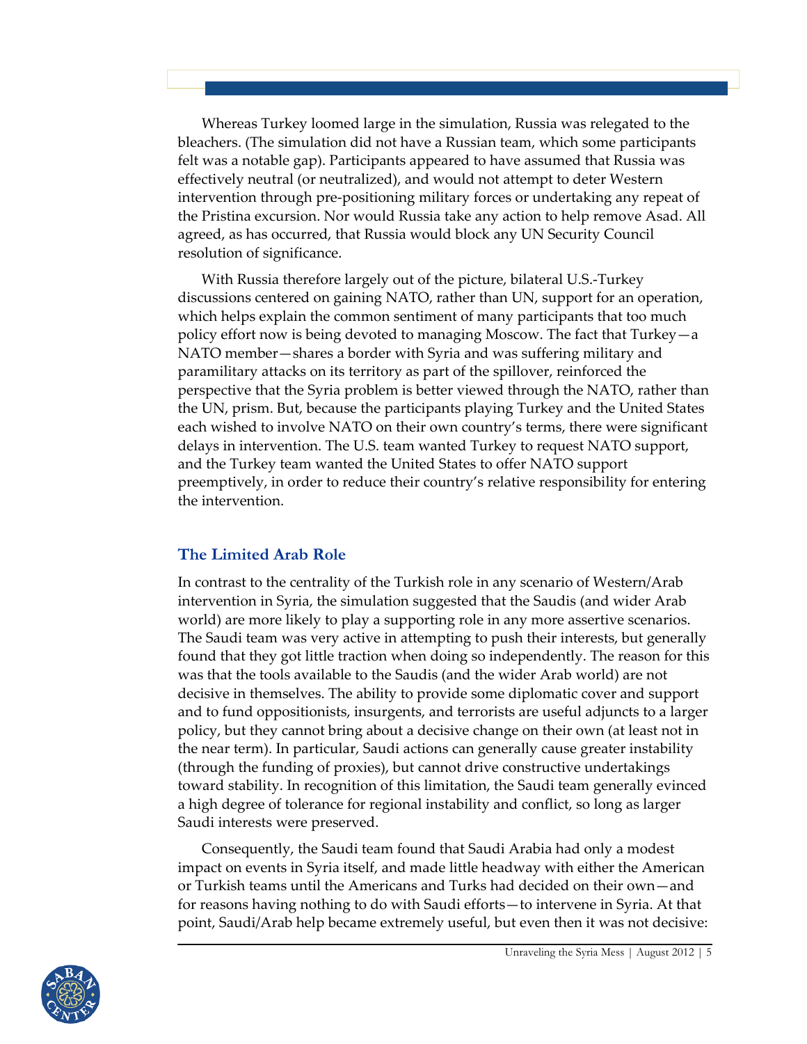Whereas Turkey loomed large in the simulation, Russia was relegated to the bleachers. (The simulation did not have a Russian team, which some participants felt was a notable gap). Participants appeared to have assumed that Russia was effectively neutral (or neutralized), and would not attempt to deter Western intervention through pre-positioning military forces or undertaking any repeat of the Pristina excursion. Nor would Russia take any action to help remove Asad. All agreed, as has occurred, that Russia would block any UN Security Council resolution of significance.

With Russia therefore largely out of the picture, bilateral U.S.-Turkey discussions centered on gaining NATO, rather than UN, support for an operation, which helps explain the common sentiment of many participants that too much policy effort now is being devoted to managing Moscow. The fact that Turkey—a NATO member—shares a border with Syria and was suffering military and paramilitary attacks on its territory as part of the spillover, reinforced the perspective that the Syria problem is better viewed through the NATO, rather than the UN, prism. But, because the participants playing Turkey and the United States each wished to involve NATO on their own country's terms, there were significant delays in intervention. The U.S. team wanted Turkey to request NATO support, and the Turkey team wanted the United States to offer NATO support preemptively, in order to reduce their country's relative responsibility for entering the intervention.

## The Limited Arab Role

In contrast to the centrality of the Turkish role in any scenario of Western/Arab intervention in Syria, the simulation suggested that the Saudis (and wider Arab world) are more likely to play a supporting role in any more assertive scenarios. The Saudi team was very active in attempting to push their interests, but generally found that they got little traction when doing so independently. The reason for this was that the tools available to the Saudis (and the wider Arab world) are not decisive in themselves. The ability to provide some diplomatic cover and support and to fund oppositionists, insurgents, and terrorists are useful adjuncts to a larger policy, but they cannot bring about a decisive change on their own (at least not in the near term). In particular, Saudi actions can generally cause greater instability (through the funding of proxies), but cannot drive constructive undertakings toward stability. In recognition of this limitation, the Saudi team generally evinced a high degree of tolerance for regional instability and conflict, so long as larger Saudi interests were preserved.

Consequently, the Saudi team found that Saudi Arabia had only a modest impact on events in Syria itself, and made little headway with either the American or Turkish teams until the Americans and Turks had decided on their own—and for reasons having nothing to do with Saudi efforts—to intervene in Syria. At that point, Saudi/Arab help became extremely useful, but even then it was not decisive: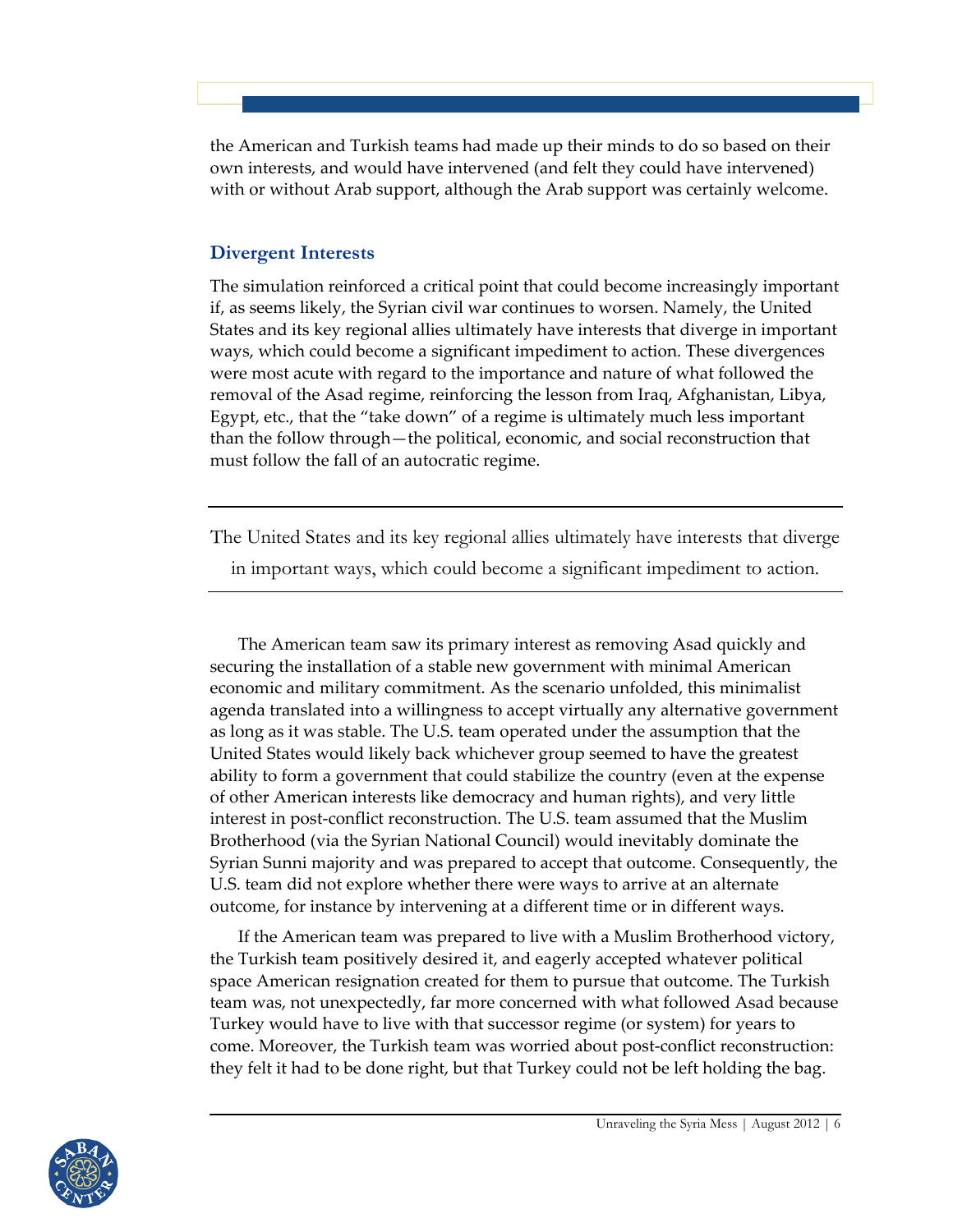the American and Turkish teams had made up their minds to do so based on their own interests, and would have intervened (and felt they could have intervened) with or without Arab support, although the Arab support was certainly welcome.

### Divergent Interests

The simulation reinforced a critical point that could become increasingly important if, as seems likely, the Syrian civil war continues to worsen. Namely, the United States and its key regional allies ultimately have interests that diverge in important ways, which could become a significant impediment to action. These divergences were most acute with regard to the importance and nature of what followed the removal of the Asad regime, reinforcing the lesson from Iraq, Afghanistan, Libya, Egypt, etc., that the "take down" of a regime is ultimately much less important than the follow through—the political, economic, and social reconstruction that must follow the fall of an autocratic regime.

> The United States and its key regional allies ultimately have interests that diverge in important ways, which could become a significant impediment to action.

The American team saw its primary interest as removing Asad quickly and securing the installation of a stable new government with minimal American economic and military commitment. As the scenario unfolded, this minimalist agenda translated into a willingness to accept virtually any alternative government as long as it was stable. The U.S. team operated under the assumption that the United States would likely back whichever group seemed to have the greatest ability to form a government that could stabilize the country (even at the expense of other American interests like democracy and human rights), and very little interest in post-conflict reconstruction. The U.S. team assumed that the Muslim Brotherhood (via the Syrian National Council) would inevitably dominate the Syrian Sunni majority and was prepared to accept that outcome. Consequently, the U.S. team did not explore whether there were ways to arrive at an alternate outcome, for instance by intervening at a different time or in different ways.

If the American team was prepared to live with a Muslim Brotherhood victory, the Turkish team positively desired it, and eagerly accepted whatever political space American resignation created for them to pursue that outcome. The Turkish team was, not unexpectedly, far more concerned with what followed Asad because Turkey would have to live with that successor regime (or system) for years to come. Moreover, the Turkish team was worried about post-conflict reconstruction: they felt it had to be done right, but that Turkey could not be left holding the bag.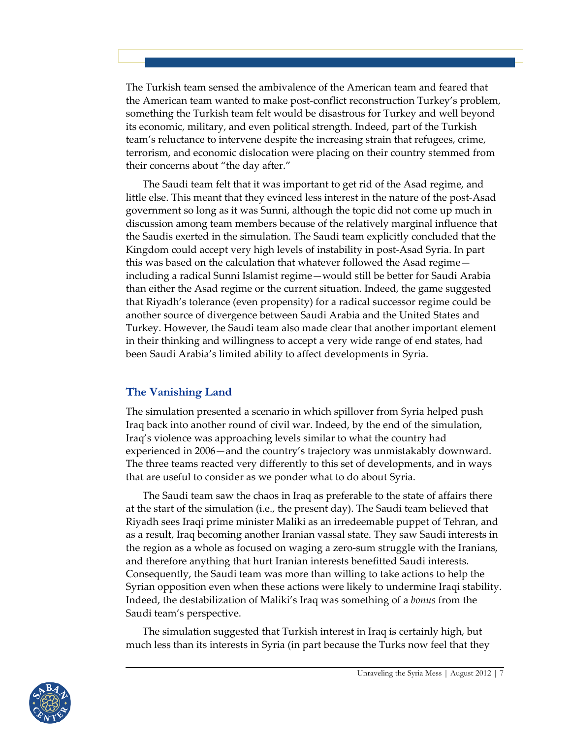The Turkish team sensed the ambivalence of the American team and feared that the American team wanted to make post-conflict reconstruction Turkey's problem, something the Turkish team felt would be disastrous for Turkey and well beyond its economic, military, and even political strength. Indeed, part of the Turkish team's reluctance to intervene despite the increasing strain that refugees, crime, terrorism, and economic dislocation were placing on their country stemmed from their concerns about "the day after."

The Saudi team felt that it was important to get rid of the Asad regime, and little else. This meant that they evinced less interest in the nature of the post-Asad government so long as it was Sunni, although the topic did not come up much in discussion among team members because of the relatively marginal influence that the Saudis exerted in the simulation. The Saudi team explicitly concluded that the Kingdom could accept very high levels of instability in post-Asad Syria. In part this was based on the calculation that whatever followed the Asad regime—including a radical Sunni Islamist regime—would still be better for Saudi Arabia than either the Asad regime or the current situation. Indeed, the game suggested that Riyadh's tolerance (even propensity) for a radical successor regime could be another source of divergence between Saudi Arabia and the United States and Turkey. However, the Saudi team also made clear that another important element in their thinking and willingness to accept a very wide range of end states, had been Saudi Arabia's limited ability to affect developments in Syria.

### The Vanishing Land

The simulation presented a scenario in which spillover from Syria helped push Iraq back into another round of civil war. Indeed, by the end of the simulation, Iraq's violence was approaching levels similar to what the country had experienced in 2006—and the country's trajectory was unmistakably downward. The three teams reacted very differently to this set of developments, and in ways that are useful to consider as we ponder what to do about Syria.

The Saudi team saw the chaos in Iraq as preferable to the state of affairs there at the start of the simulation (i.e., the present day). The Saudi team believed that Riyadh sees Iraqi prime minister Maliki as an irredeemable puppet of Tehran, and as a result, Iraq becoming another Iranian vassal state. They saw Saudi interests in the region as a whole as focused on waging a zero-sum struggle with the Iranians, and therefore anything that hurt Iranian interests benefitted Saudi interests. Consequently, the Saudi team was more than willing to take actions to help the Syrian opposition even when these actions were likely to undermine Iraqi stability. Indeed, the destabilization of Maliki's Iraq was something of a *bonus* from the Saudi team's perspective.

The simulation suggested that Turkish interest in Iraq is certainly high, but much less than its interests in Syria (in part because the Turks now feel that they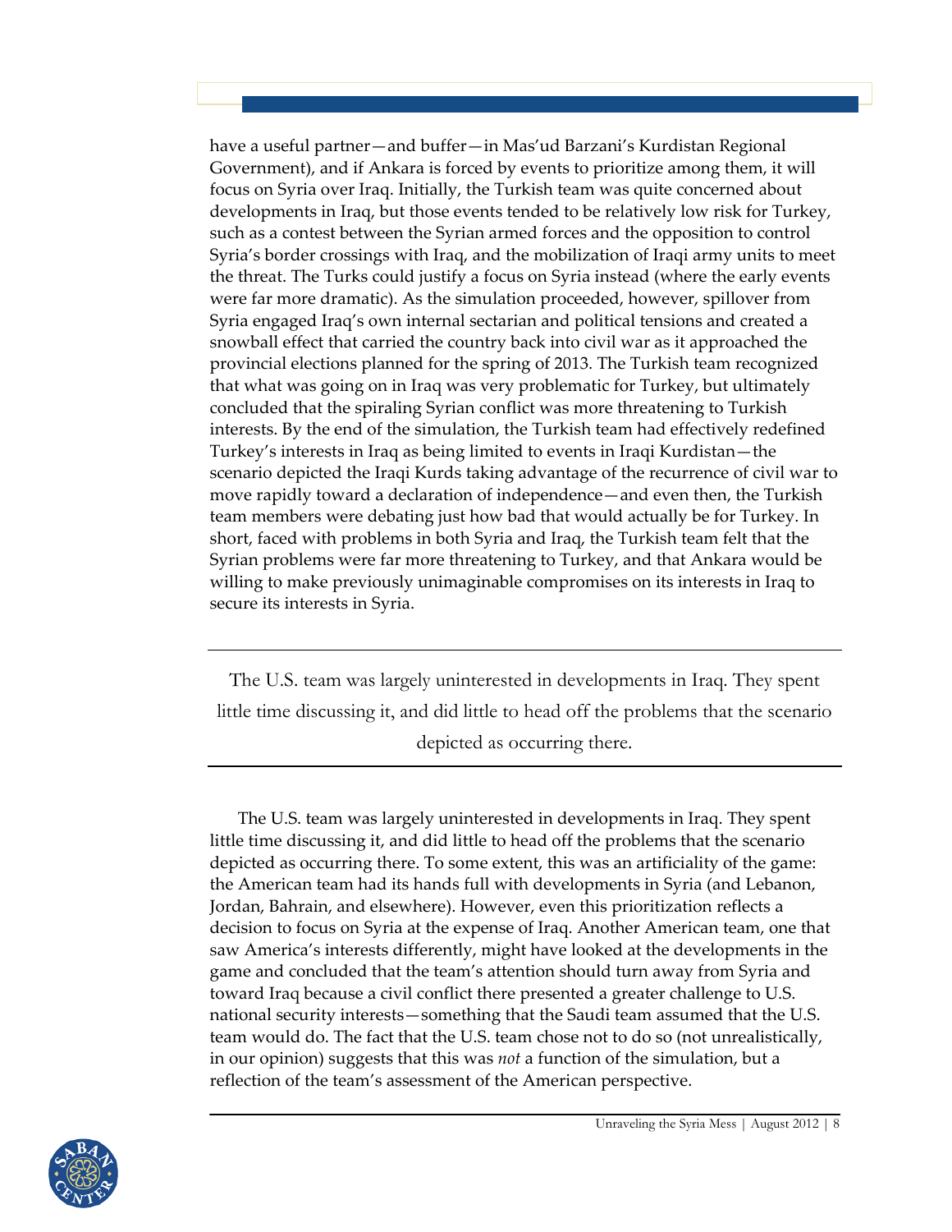have a useful partner—and buffer—in Mas'ud Barzani's Kurdistan Regional Government), and if Ankara is forced by events to prioritize among them, it will focus on Syria over Iraq. Initially, the Turkish team was quite concerned about developments in Iraq, but those events tended to be relatively low risk for Turkey, such as a contest between the Syrian armed forces and the opposition to control Syria's border crossings with Iraq, and the mobilization of Iraqi army units to meet the threat. The Turks could justify a focus on Syria instead (where the early events were far more dramatic). As the simulation proceeded, however, spillover from Syria engaged Iraq's own internal sectarian and political tensions and created a snowball effect that carried the country back into civil war as it approached the provincial elections planned for the spring of 2013. The Turkish team recognized that what was going on in Iraq was very problematic for Turkey, but ultimately concluded that the spiraling Syrian conflict was more threatening to Turkish interests. By the end of the simulation, the Turkish team had effectively redefined Turkey's interests in Iraq as being limited to events in Iraqi Kurdistan—the scenario depicted the Iraqi Kurds taking advantage of the recurrence of civil war to move rapidly toward a declaration of independence—and even then, the Turkish team members were debating just how bad that would actually be for Turkey. In short, faced with problems in both Syria and Iraq, the Turkish team felt that the Syrian problems were far more threatening to Turkey, and that Ankara would be willing to make previously unimaginable compromises on its interests in Iraq to secure its interests in Syria.

> The U.S. team was largely uninterested in developments in Iraq. They spent little time discussing it, and did little to head off the problems that the scenario depicted as occurring there.

The U.S. team was largely uninterested in developments in Iraq. They spent little time discussing it, and did little to head off the problems that the scenario depicted as occurring there. To some extent, this was an artificiality of the game: the American team had its hands full with developments in Syria (and Lebanon, Jordan, Bahrain, and elsewhere). However, even this prioritization reflects a decision to focus on Syria at the expense of Iraq. Another American team, one that saw America's interests differently, might have looked at the developments in the game and concluded that the team's attention should turn away from Syria and toward Iraq because a civil conflict there presented a greater challenge to U.S. national security interests—something that the Saudi team assumed that the U.S. team would do. The fact that the U.S. team chose not to do so (not unrealistically, in our opinion) suggests that this was *not* a function of the simulation, but a reflection of the team's assessment of the American perspective.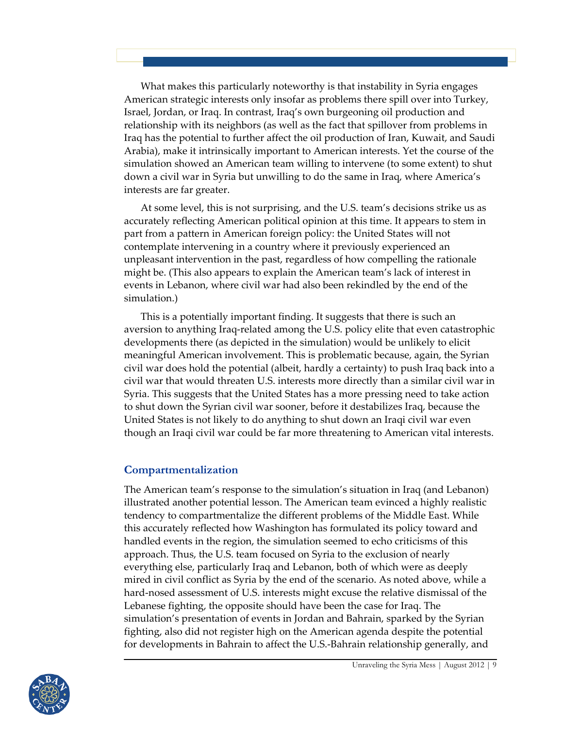What makes this particularly noteworthy is that instability in Syria engages American strategic interests only insofar as problems there spill over into Turkey, Israel, Jordan, or Iraq. In contrast, Iraq's own burgeoning oil production and relationship with its neighbors (as well as the fact that spillover from problems in Iraq has the potential to further affect the oil production of Iran, Kuwait, and Saudi Arabia), make it intrinsically important to American interests. Yet the course of the simulation showed an American team willing to intervene (to some extent) to shut down a civil war in Syria but unwilling to do the same in Iraq, where America's interests are far greater.

At some level, this is not surprising, and the U.S. team's decisions strike us as accurately reflecting American political opinion at this time. It appears to stem in part from a pattern in American foreign policy: the United States will not contemplate intervening in a country where it previously experienced an unpleasant intervention in the past, regardless of how compelling the rationale might be. (This also appears to explain the American team's lack of interest in events in Lebanon, where civil war had also been rekindled by the end of the simulation.)

This is a potentially important finding. It suggests that there is such an aversion to anything Iraq-related among the U.S. policy elite that even catastrophic developments there (as depicted in the simulation) would be unlikely to elicit meaningful American involvement. This is problematic because, again, the Syrian civil war does hold the potential (albeit, hardly a certainty) to push Iraq back into a civil war that would threaten U.S. interests more directly than a similar civil war in Syria. This suggests that the United States has a more pressing need to take action to shut down the Syrian civil war sooner, before it destabilizes Iraq, because the United States is not likely to do anything to shut down an Iraqi civil war even though an Iraqi civil war could be far more threatening to American vital interests.

## Compartmentalization

The American team's response to the simulation's situation in Iraq (and Lebanon) illustrated another potential lesson. The American team evinced a highly realistic tendency to compartmentalize the different problems of the Middle East. While this accurately reflected how Washington has formulated its policy toward and handled events in the region, the simulation seemed to echo criticisms of this approach. Thus, the U.S. team focused on Syria to the exclusion of nearly everything else, particularly Iraq and Lebanon, both of which were as deeply mired in civil conflict as Syria by the end of the scenario. As noted above, while a hard-nosed assessment of U.S. interests might excuse the relative dismissal of the Lebanese fighting, the opposite should have been the case for Iraq. The simulation's presentation of events in Jordan and Bahrain, sparked by the Syrian fighting, also did not register high on the American agenda despite the potential for developments in Bahrain to affect the U.S.-Bahrain relationship generally, and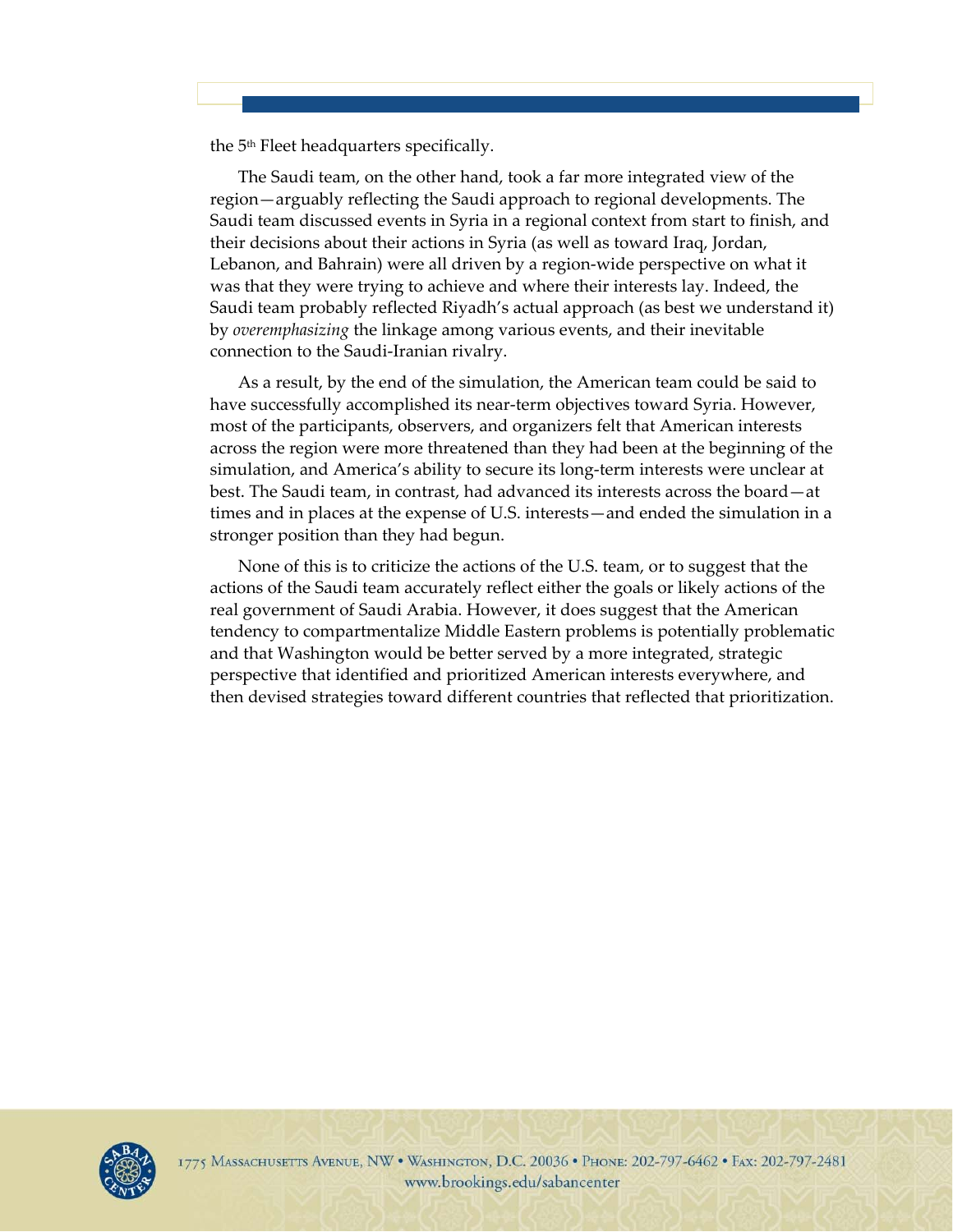the 5th Fleet headquarters specifically.

The Saudi team, on the other hand, took a far more integrated view of the region—arguably reflecting the Saudi approach to regional developments. The Saudi team discussed events in Syria in a regional context from start to finish, and their decisions about their actions in Syria (as well as toward Iraq, Jordan, Lebanon, and Bahrain) were all driven by a region-wide perspective on what it was that they were trying to achieve and where their interests lay. Indeed, the Saudi team probably reflected Riyadh's actual approach (as best we understand it) by *overemphasizing* the linkage among various events, and their inevitable connection to the Saudi-Iranian rivalry.

As a result, by the end of the simulation, the American team could be said to have successfully accomplished its near-term objectives toward Syria. However, most of the participants, observers, and organizers felt that American interests across the region were more threatened than they had been at the beginning of the simulation, and America's ability to secure its long-term interests were unclear at best. The Saudi team, in contrast, had advanced its interests across the board—at times and in places at the expense of U.S. interests—and ended the simulation in a stronger position than they had begun.

None of this is to criticize the actions of the U.S. team, or to suggest that the actions of the Saudi team accurately reflect either the goals or likely actions of the real government of Saudi Arabia. However, it does suggest that the American tendency to compartmentalize Middle Eastern problems is potentially problematic and that Washington would be better served by a more integrated, strategic perspective that identified and prioritized American interests everywhere, and then devised strategies toward different countries that reflected that prioritization.